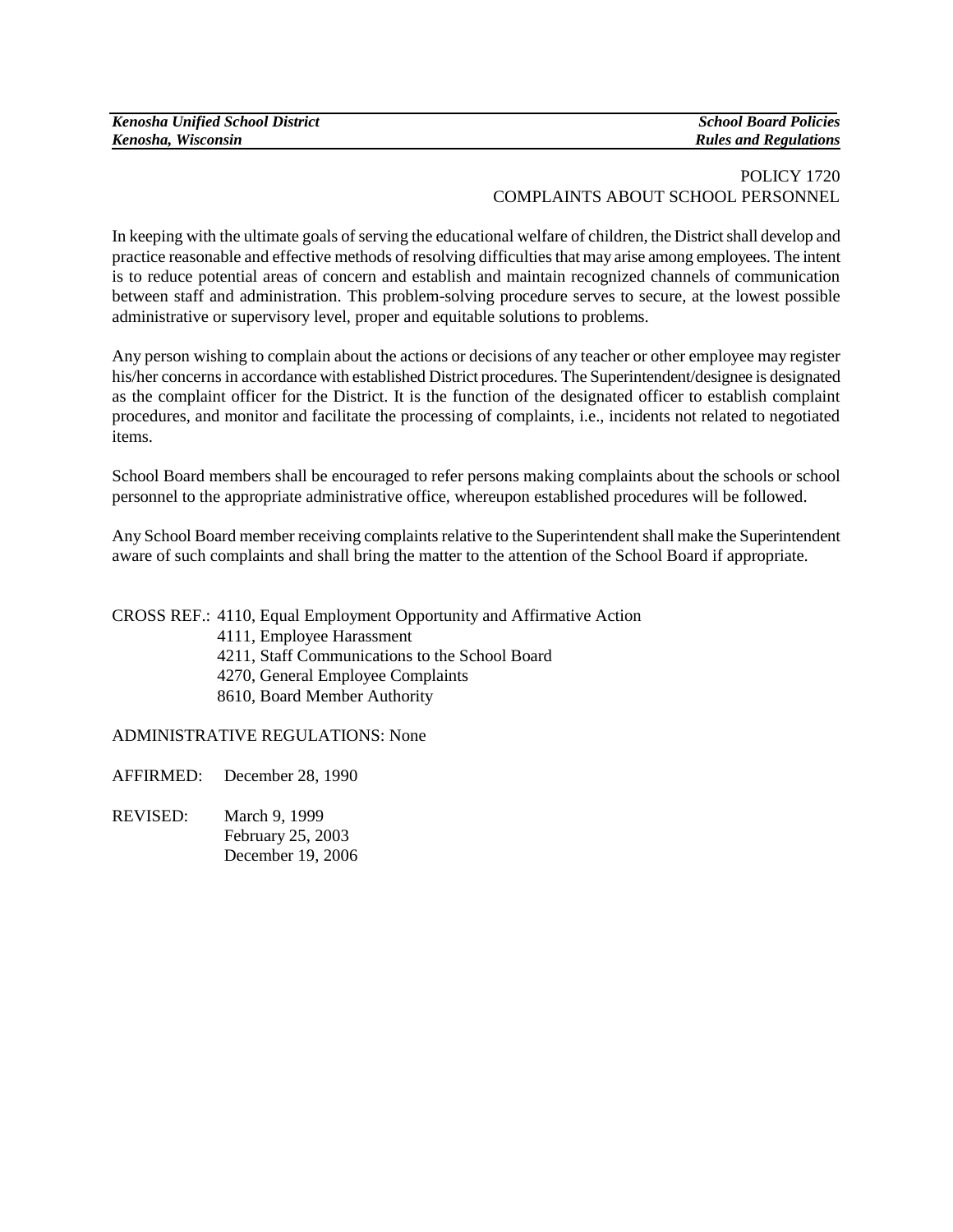POLICY 1720
COMPLAINTS ABOUT SCHOOL PERSONNEL

In keeping with the ultimate goals of serving the educational welfare of children, the District shall develop and practice reasonable and effective methods of resolving difficulties that may arise among employees. The intent is to reduce potential areas of concern and establish and maintain recognized channels of communication between staff and administration. This problem-solving procedure serves to secure, at the lowest possible administrative or supervisory level, proper and equitable solutions to problems.

Any person wishing to complain about the actions or decisions of any teacher or other employee may register his/her concerns in accordance with established District procedures. The Superintendent/designee is designated as the complaint officer for the District. It is the function of the designated officer to establish complaint procedures, and monitor and facilitate the processing of complaints, i.e., incidents not related to negotiated items.

School Board members shall be encouraged to refer persons making complaints about the schools or school personnel to the appropriate administrative office, whereupon established procedures will be followed.

Any School Board member receiving complaints relative to the Superintendent shall make the Superintendent aware of such complaints and shall bring the matter to the attention of the School Board if appropriate.

CROSS REF.: 4110, Equal Employment Opportunity and Affirmative Action
4111, Employee Harassment
4211, Staff Communications to the School Board
4270, General Employee Complaints
8610, Board Member Authority

ADMINISTRATIVE REGULATIONS: None

AFFIRMED: December 28, 1990

REVISED: March 9, 1999
February 25, 2003
December 19, 2006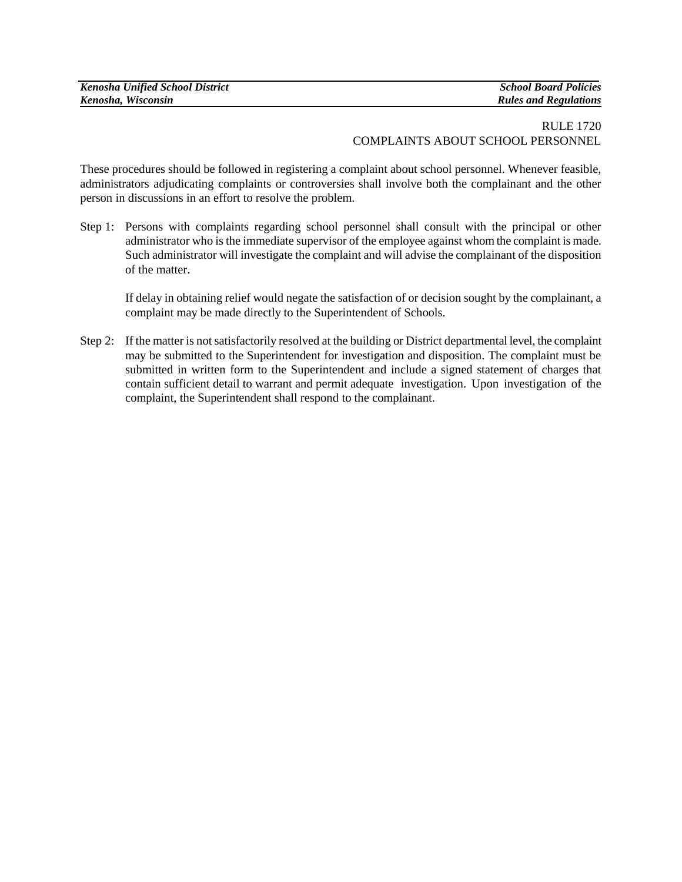# RULE 1720
## COMPLAINTS ABOUT SCHOOL PERSONNEL

These procedures should be followed in registering a complaint about school personnel. Whenever feasible, administrators adjudicating complaints or controversies shall involve both the complainant and the other person in discussions in an effort to resolve the problem.

Step 1: Persons with complaints regarding school personnel shall consult with the principal or other administrator who is the immediate supervisor of the employee against whom the complaint is made. Such administrator will investigate the complaint and will advise the complainant of the disposition of the matter.

If delay in obtaining relief would negate the satisfaction of or decision sought by the complainant, a complaint may be made directly to the Superintendent of Schools.

Step 2: If the matter is not satisfactorily resolved at the building or District departmental level, the complaint may be submitted to the Superintendent for investigation and disposition. The complaint must be submitted in written form to the Superintendent and include a signed statement of charges that contain sufficient detail to warrant and permit adequate investigation. Upon investigation of the complaint, the Superintendent shall respond to the complainant.